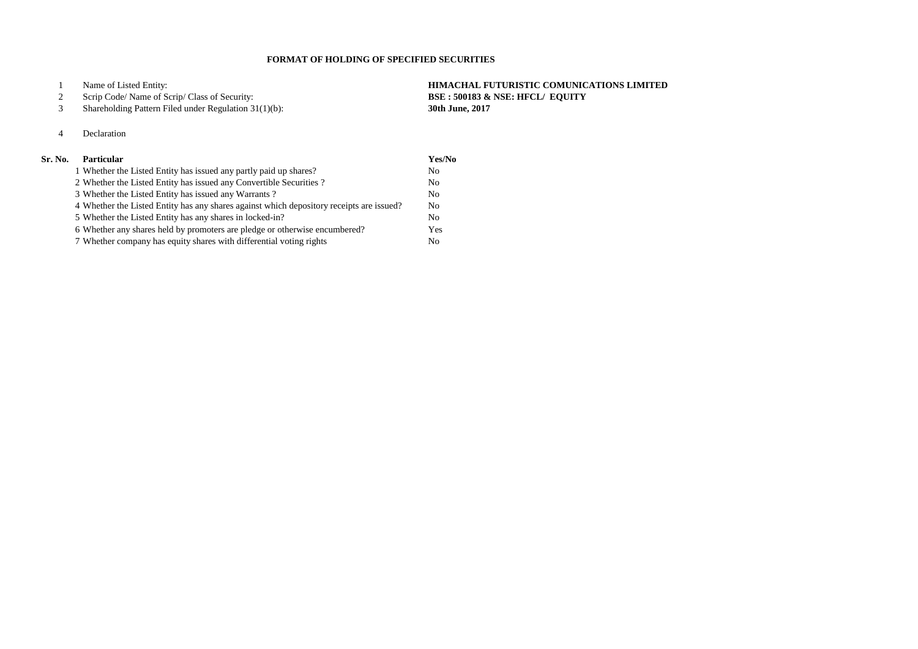# FORMAT OF HOLDING OF SPECIFIED SECURITIES

| | | |
|---|---|---|
| 1 | Name of Listed Entity: | **HIMACHAL FUTURISTIC COMUNICATIONS LIMITED** |
| 2 | Scrip Code/ Name of Scrip/ Class of Security: | **BSE : 500183 & NSE: HFCL/ EQUITY** |
| 3 | Shareholding Pattern Filed under Regulation 31(1)(b): | **30th June, 2017** |

4 Declaration

| Sr. No. | Particular | Yes/No |
|---|---|---|
| 1 | Whether the Listed Entity has issued any partly paid up shares? | No |
| 2 | Whether the Listed Entity has issued any Convertible Securities ? | No |
| 3 | Whether the Listed Entity has issued any Warrants ? | No |
| 4 | Whether the Listed Entity has any shares against which depository receipts are issued? | No |
| 5 | Whether the Listed Entity has any shares in locked-in? | No |
| 6 | Whether any shares held by promoters are pledge or otherwise encumbered? | Yes |
| 7 | Whether company has equity shares with differential voting rights | No |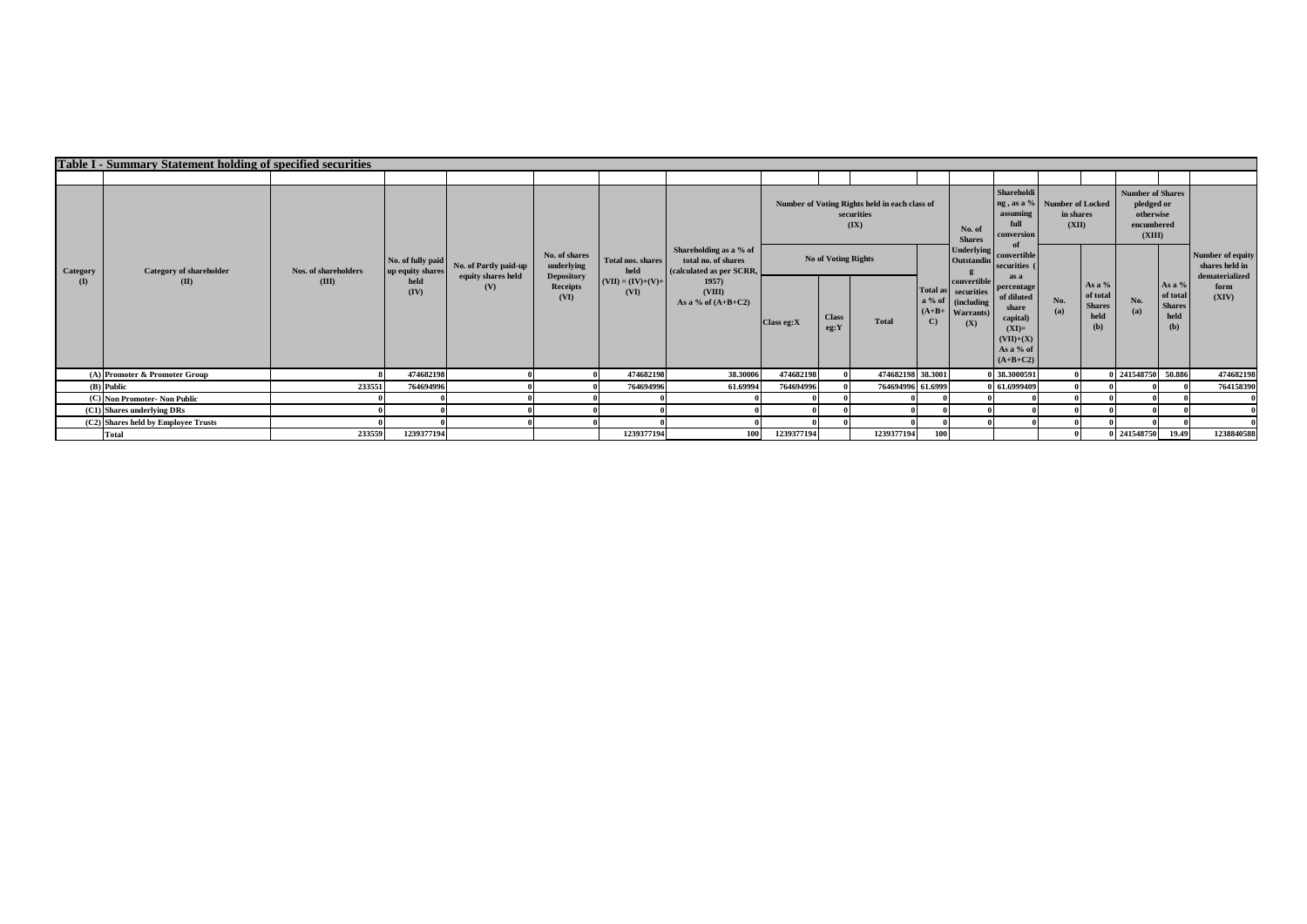## Table I - Summary Statement holding of specified securities

| Category (I) | Category of shareholder (II) | Nos. of shareholders (III) | No. of fully paid up equity shares held (IV) | No. of Partly paid-up equity shares held (V) | No. of shares underlying Depository Receipts (VI) | Total nos. shares held (VII) = (IV)+(V)+ (VI) | Shareholding as a % of total no. of shares (calculated as per SCRR, 1957) (VIII) As a % of (A+B+C2) | Number of Voting Rights held in each class of securities (IX) | | | | No. of Shares Underlying Outstanding convertible securities (including Warrants) (X) | Shareholding , as a % assuming full conversion of convertible securities ( as a percentage of diluted share capital) (XI)= (VII)+(X) As a % of (A+B+C2) | Number of Locked in shares (XII) | | Number of Shares pledged or otherwise encumbered (XIII) | | Number of equity shares held in dematerialized form (XIV) |
|---|---|---|---|---|---|---|---|---|---|---|---|---|---|---|---|---|---|---|
| | | | | | | | | No of Voting Rights | | | Total as a % of (A+B+C) | | | No. (a) | As a % of total Shares held (b) | No. (a) | As a % of total Shares held (b) | |
| | | | | | | | | Class eg:X | Class eg:Y | Total | | | | | | | | |
| (A) | Promoter & Promoter Group | 8 | 474682198 | 0 | 0 | 474682198 | 38.30006 | 474682198 | 0 | 474682198 | 38.3001 | 0 | 38.3000591 | 0 | 0 | 241548750 | 50.886 | 474682198 |
| (B) | Public | 233551 | 764694996 | 0 | 0 | 764694996 | 61.69994 | 764694996 | 0 | 764694996 | 61.6999 | 0 | 61.6999409 | 0 | 0 | 0 | 0 | 764158390 |
| (C) | Non Promoter- Non Public | 0 | 0 | 0 | 0 | 0 | 0 | 0 | 0 | 0 | 0 | 0 | 0 | 0 | 0 | 0 | 0 | 0 |
| (C1) | Shares underlying DRs | 0 | 0 | 0 | 0 | 0 | 0 | 0 | 0 | 0 | 0 | 0 | 0 | 0 | 0 | 0 | 0 | 0 |
| (C2) | Shares held by Employee Trusts | 0 | 0 | 0 | 0 | 0 | 0 | 0 | 0 | 0 | 0 | 0 | 0 | 0 | 0 | 0 | 0 | 0 |
| | Total | 233559 | 1239377194 | | | 1239377194 | 100 | 1239377194 | | 1239377194 | 100 | | | 0 | 0 | 241548750 | 19.49 | 1238840588 |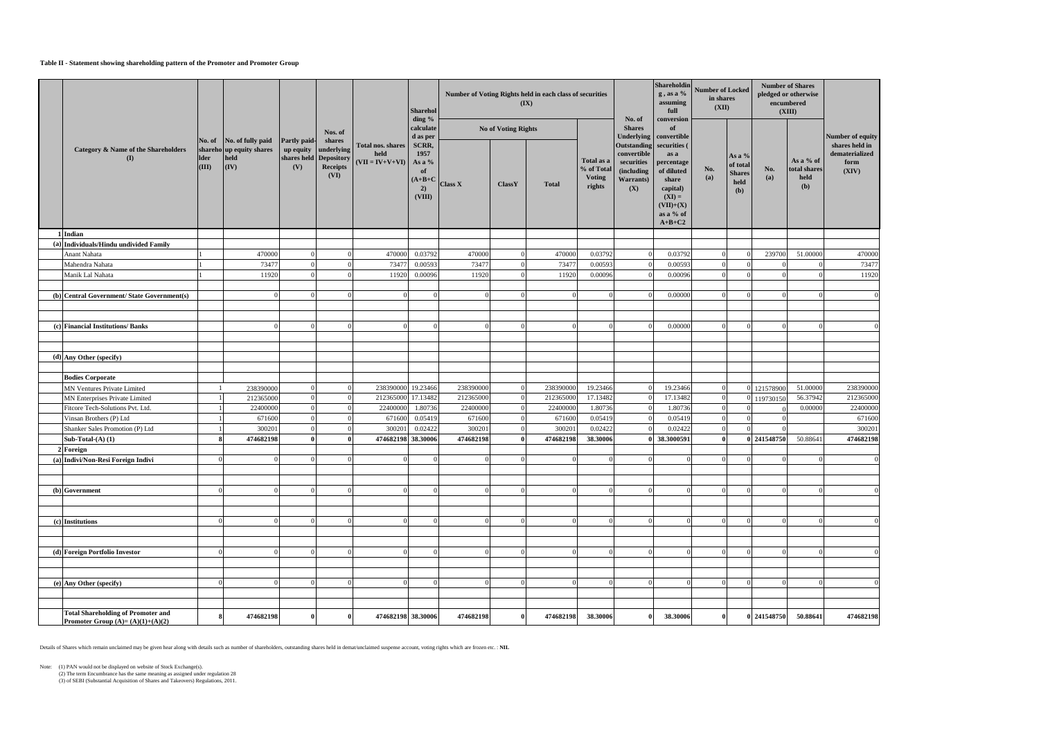**Table II - Statement showing shareholding pattern of the Promoter and Promoter Group**

| | Category & Name of the Shareholders (I) | No. of shareholder (III) | No. of fully paid up equity shares held (IV) | Partly paid-up equity shares held (V) | Nos. of shares underlying Depository Receipts (VI) | Total nos. shares held (VII = IV+V+VI) | Shareholding % calculated as per SCRR, 1957 As a % of (A+B+C2) (VIII) | Number of Voting Rights held in each class of securities (IX) | | | | No. of Shares Underlying Outstanding convertible securities (including Warrants) (X) | Shareholding , as a % assuming full conversion of convertible securities ( as a percentage of diluted share capital) (XI) = (VII)+(X) as a % of A+B+C2 | Number of Locked in shares (XII) | | Number of Shares pledged or otherwise encumbered (XIII) | | Number of equity shares held in dematerialized form (XIV) |
|---|---|---|---|---|---|---|---|---|---|---|---|---|---|---|---|---|---|---|
| | | | | | | | | No of Voting Rights | | | Total as a % of Total Voting rights | | | No. (a) | As a % of total Shares held (b) | No. (a) | As a % of total shares held (b) | |
| | | | | | | | | Class X | ClassY | Total | | | | | | | | |
| 1 | **Indian** | | | | | | | | | | | | | | | | | |
| (a) | **Individuals/Hindu undivided Family** | | | | | | | | | | | | | | | | | |
| | Anant Nahata | 1 | 470000 | 0 | 0 | 470000 | 0.03792 | 470000 | 0 | 470000 | 0.03792 | 0 | 0.03792 | 0 | 0 | 239700 | 51.00000 | 470000 |
| | Mahendra Nahata | 1 | 73477 | 0 | 0 | 73477 | 0.00593 | 73477 | 0 | 73477 | 0.00593 | 0 | 0.00593 | 0 | 0 | 0 | 0 | 73477 |
| | Manik Lal Nahata | 1 | 11920 | 0 | 0 | 11920 | 0.00096 | 11920 | 0 | 11920 | 0.00096 | 0 | 0.00096 | 0 | 0 | 0 | 0 | 11920 |
| (b) | **Central Government/ State Government(s)** | | 0 | 0 | 0 | 0 | 0 | 0 | 0 | 0 | 0 | 0 | 0.00000 | 0 | 0 | 0 | 0 | 0 |
| (c) | **Financial Institutions/ Banks** | | 0 | 0 | 0 | 0 | 0 | 0 | 0 | 0 | 0 | 0 | 0.00000 | 0 | 0 | 0 | 0 | 0 |
| (d) | **Any Other (specify)** | | | | | | | | | | | | | | | | | |
| | **Bodies Corporate** | | | | | | | | | | | | | | | | | |
| | MN Ventures Private Limited | 1 | 238390000 | 0 | 0 | 238390000 | 19.23466 | 238390000 | 0 | 238390000 | 19.23466 | 0 | 19.23466 | 0 | 0 | 121578900 | 51.00000 | 238390000 |
| | MN Enterprises Private Limited | 1 | 212365000 | 0 | 0 | 212365000 | 17.13482 | 212365000 | 0 | 212365000 | 17.13482 | 0 | 17.13482 | 0 | 0 | 119730150 | 56.37942 | 212365000 |
| | Fitcore Tech-Solutions Pvt. Ltd. | 1 | 22400000 | 0 | 0 | 22400000 | 1.80736 | 22400000 | 0 | 22400000 | 1.80736 | 0 | 1.80736 | 0 | 0 | 0 | 0.00000 | 22400000 |
| | Vinsan Brothers (P) Ltd | 1 | 671600 | 0 | 0 | 671600 | 0.05419 | 671600 | 0 | 671600 | 0.05419 | 0 | 0.05419 | 0 | 0 | 0 | | 671600 |
| | Shanker Sales Promotion (P) Ltd | 1 | 300201 | 0 | 0 | 300201 | 0.02422 | 300201 | 0 | 300201 | 0.02422 | 0 | 0.02422 | 0 | 0 | 0 | | 300201 |
| | **Sub-Total-(A) (1)** | **8** | **474682198** | **0** | **0** | **474682198** | **38.30006** | **474682198** | **0** | **474682198** | **38.30006** | **0** | **38.3000591** | **0** | **0** | **241548750** | 50.88641 | **474682198** |
| 2 | **Foreign** | | | | | | | | | | | | | | | | | |
| (a) | **Indivi/Non-Resi Foreign Indivi** | 0 | 0 | 0 | 0 | 0 | 0 | 0 | 0 | 0 | 0 | 0 | 0 | 0 | 0 | 0 | 0 | 0 |
| (b) | **Government** | 0 | 0 | 0 | 0 | 0 | 0 | 0 | 0 | 0 | 0 | 0 | 0 | 0 | 0 | 0 | 0 | 0 |
| (c) | **Institutions** | 0 | 0 | 0 | 0 | 0 | 0 | 0 | 0 | 0 | 0 | 0 | 0 | 0 | 0 | 0 | 0 | 0 |
| (d) | **Foreign Portfolio Investor** | 0 | 0 | 0 | 0 | 0 | 0 | 0 | 0 | 0 | 0 | 0 | 0 | 0 | 0 | 0 | 0 | 0 |
| (e) | **Any Other (specify)** | 0 | 0 | 0 | 0 | 0 | 0 | 0 | 0 | 0 | 0 | 0 | 0 | 0 | 0 | 0 | 0 | 0 |
| | **Total Shareholding of Promoter and Promoter Group (A)= (A)(1)+(A)(2)** | **8** | **474682198** | **0** | **0** | **474682198** | **38.30006** | **474682198** | **0** | **474682198** | **38.30006** | **0** | **38.30006** | **0** | **0** | **241548750** | **50.88641** | **474682198** |

Details of Shares which remain unclaimed may be given hear along with details such as number of shareholders, outstanding shares held in demat/unclaimed suspense account, voting rights which are frozen etc. : **NIL**

Note: (1) PAN would not be displayed on website of Stock Exchange(s).
(2) The term Encumbrance has the same meaning as assigned under regulation 28
(3) of SEBI (Substantial Acquisition of Shares and Takeovers) Regulations, 2011.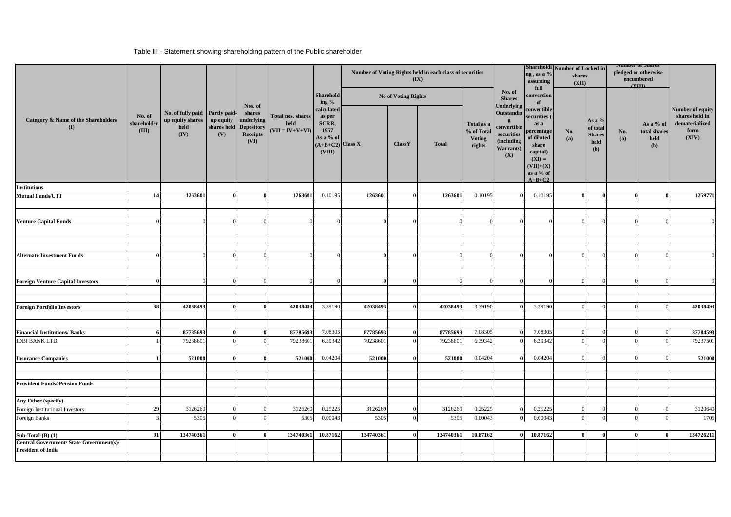Table III - Statement showing shareholding pattern of the Public shareholder

| Category & Name of the Shareholders (I) | No. of shareholder (III) | No. of fully paid up equity shares held (IV) | Partly paid-up equity shares held (V) | Nos. of shares underlying Depository Receipts (VI) | Total nos. shares held (VII = IV+V+VI) | Shareholding % calculated as per SCRR, 1957 As a % of (A+B+C2) (VIII) | Number of Voting Rights held in each class of securities (IX) | | | | No. of Shares Underlying Outstanding convertible securities (including Warrants) (X) | Shareholding , as a % assuming full conversion of convertible securities ( as a percentage of diluted share capital) (XI) = (VII)+(X) as a % of A+B+C2 | Number of Locked in shares (XII) | | Number of Shares pledged or otherwise encumbered (XIII) | | Number of equity shares held in dematerialized form (XIV) |
|---|---|---|---|---|---|---|---|---|---|---|---|---|---|---|---|---|---|
| | | | | | | | No of Voting Rights | | | Total as a % of Total Voting rights | | | No. (a) | As a % of total Shares held (b) | No. (a) | As a % of total shares held (b) | |
| | | | | | | | Class X | ClassY | Total | | | | | | | | |
| **Institutions** | | | | | | | | | | | | | | | | | |
| **Mutual Funds/UTI** | 14 | 1263601 | 0 | 0 | 1263601 | 0.10195 | 1263601 | 0 | 1263601 | 0.10195 | 0 | 0.10195 | 0 | 0 | 0 | 0 | 1259771 |
| **Venture Capital Funds** | 0 | 0 | 0 | 0 | 0 | 0 | 0 | 0 | 0 | 0 | 0 | 0 | 0 | 0 | 0 | 0 | 0 |
| **Alternate Investment Funds** | 0 | 0 | 0 | 0 | 0 | 0 | 0 | 0 | 0 | 0 | 0 | 0 | 0 | 0 | 0 | 0 | 0 |
| **Foreign Venture Capital Investors** | 0 | 0 | 0 | 0 | 0 | 0 | 0 | 0 | 0 | 0 | 0 | 0 | 0 | 0 | 0 | 0 | 0 |
| **Foreign Portfolio Investors** | 38 | 42038493 | 0 | 0 | 42038493 | 3.39190 | 42038493 | 0 | 42038493 | 3.39190 | 0 | 3.39190 | 0 | 0 | 0 | 0 | 42038493 |
| **Financial Institutions/ Banks** | 6 | 87785693 | 0 | 0 | 87785693 | 7.08305 | 87785693 | 0 | 87785693 | 7.08305 | 0 | 7.08305 | 0 | 0 | 0 | 0 | 87784593 |
| IDBI BANK LTD. | 1 | 79238601 | 0 | 0 | 79238601 | 6.39342 | 79238601 | 0 | 79238601 | 6.39342 | 0 | 6.39342 | 0 | 0 | 0 | 0 | 79237501 |
| **Insurance Companies** | 1 | 521000 | 0 | 0 | 521000 | 0.04204 | 521000 | 0 | 521000 | 0.04204 | 0 | 0.04204 | 0 | 0 | 0 | 0 | 521000 |
| **Provident Funds/ Pension Funds** | | | | | | | | | | | | | | | | | |
| **Any Other (specify)** | | | | | | | | | | | | | | | | | |
| Foreign Institutional Investors | 29 | 3126269 | 0 | 0 | 3126269 | 0.25225 | 3126269 | 0 | 3126269 | 0.25225 | 0 | 0.25225 | 0 | 0 | 0 | 0 | 3120649 |
| Foreign Banks | 3 | 5305 | 0 | 0 | 5305 | 0.00043 | 5305 | 0 | 5305 | 0.00043 | 0 | 0.00043 | 0 | 0 | 0 | 0 | 1705 |
| **Sub-Total-(B) (1)** | 91 | 134740361 | 0 | 0 | 134740361 | 10.87162 | 134740361 | 0 | 134740361 | 10.87162 | 0 | 10.87162 | 0 | 0 | 0 | 0 | 134726211 |
| **Central Government/ State Government(s)/ President of India** | | | | | | | | | | | | | | | | | |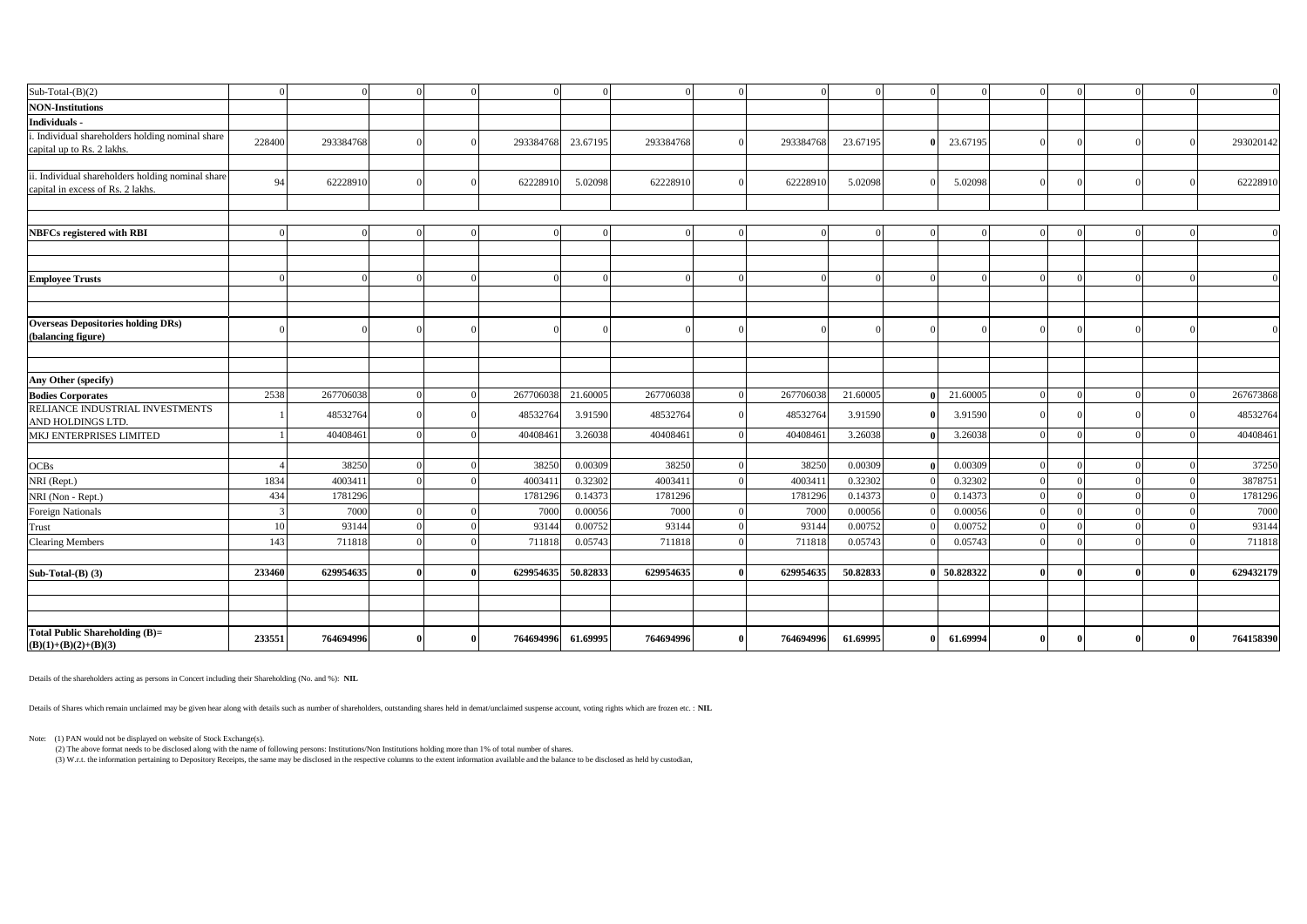| Sub-Total-(B)(2) | 0 | 0 | 0 | 0 | 0 | 0 | 0 | 0 | 0 | 0 | 0 | 0 | 0 | 0 | 0 | 0 | 0 |
|---|---|---|---|---|---|---|---|---|---|---|---|---|---|---|---|---|---|
| **NON-Institutions** | | | | | | | | | | | | | | | | | |
| **Individuals -** | | | | | | | | | | | | | | | | | |
| i. Individual shareholders holding nominal share capital up to Rs. 2 lakhs. | 228400 | 293384768 | 0 | 0 | 293384768 | 23.67195 | 293384768 | 0 | 293384768 | 23.67195 | **0** | 23.67195 | 0 | 0 | 0 | 0 | 293020142 |
| | | | | | | | | | | | | | | | | | |
| ii. Individual shareholders holding nominal share capital in excess of Rs. 2 lakhs. | 94 | 62228910 | 0 | 0 | 62228910 | 5.02098 | 62228910 | 0 | 62228910 | 5.02098 | 0 | 5.02098 | 0 | 0 | 0 | 0 | 62228910 |
| | | | | | | | | | | | | | | | | | |
| | | | | | | | | | | | | | | | | | |
| **NBFCs registered with RBI** | 0 | 0 | 0 | 0 | 0 | 0 | 0 | 0 | 0 | 0 | 0 | 0 | 0 | 0 | 0 | 0 | 0 |
| | | | | | | | | | | | | | | | | | |
| | | | | | | | | | | | | | | | | | |
| **Employee Trusts** | 0 | 0 | 0 | 0 | 0 | 0 | 0 | 0 | 0 | 0 | 0 | 0 | 0 | 0 | 0 | 0 | 0 |
| | | | | | | | | | | | | | | | | | |
| | | | | | | | | | | | | | | | | | |
| **Overseas Depositories holding DRs) (balancing figure)** | 0 | 0 | 0 | 0 | 0 | 0 | 0 | 0 | 0 | 0 | 0 | 0 | 0 | 0 | 0 | 0 | 0 |
| | | | | | | | | | | | | | | | | | |
| | | | | | | | | | | | | | | | | | |
| **Any Other (specify)** | | | | | | | | | | | | | | | | | |
| **Bodies Corporates** | 2538 | 267706038 | 0 | 0 | 267706038 | 21.60005 | 267706038 | 0 | 267706038 | 21.60005 | **0** | 21.60005 | 0 | 0 | 0 | 0 | 267673868 |
| RELIANCE INDUSTRIAL INVESTMENTS AND HOLDINGS LTD. | 1 | 48532764 | 0 | 0 | 48532764 | 3.91590 | 48532764 | 0 | 48532764 | 3.91590 | **0** | 3.91590 | 0 | 0 | 0 | 0 | 48532764 |
| MKJ ENTERPRISES LIMITED | 1 | 40408461 | 0 | 0 | 40408461 | 3.26038 | 40408461 | 0 | 40408461 | 3.26038 | **0** | 3.26038 | 0 | 0 | 0 | 0 | 40408461 |
| | | | | | | | | | | | | | | | | | |
| OCBs | 4 | 38250 | 0 | 0 | 38250 | 0.00309 | 38250 | 0 | 38250 | 0.00309 | **0** | 0.00309 | 0 | 0 | 0 | 0 | 37250 |
| NRI (Rept.) | 1834 | 4003411 | 0 | 0 | 4003411 | 0.32302 | 4003411 | 0 | 4003411 | 0.32302 | 0 | 0.32302 | 0 | 0 | 0 | 0 | 3878751 |
| NRI (Non - Rept.) | 434 | 1781296 | | | 1781296 | 0.14373 | 1781296 | | 1781296 | 0.14373 | 0 | 0.14373 | 0 | 0 | 0 | 0 | 1781296 |
| Foreign Nationals | 3 | 7000 | 0 | 0 | 7000 | 0.00056 | 7000 | 0 | 7000 | 0.00056 | 0 | 0.00056 | 0 | 0 | 0 | 0 | 7000 |
| Trust | 10 | 93144 | 0 | 0 | 93144 | 0.00752 | 93144 | 0 | 93144 | 0.00752 | 0 | 0.00752 | 0 | 0 | 0 | 0 | 93144 |
| Clearing Members | 143 | 711818 | 0 | 0 | 711818 | 0.05743 | 711818 | 0 | 711818 | 0.05743 | 0 | 0.05743 | 0 | 0 | 0 | 0 | 711818 |
| | | | | | | | | | | | | | | | | | |
| **Sub-Total-(B) (3)** | **233460** | **629954635** | **0** | **0** | **629954635** | **50.82833** | **629954635** | **0** | **629954635** | **50.82833** | **0** | **50.828322** | **0** | **0** | **0** | **0** | **629432179** |
| | | | | | | | | | | | | | | | | | |
| | | | | | | | | | | | | | | | | | |
| | | | | | | | | | | | | | | | | | |
| **Total Public Shareholding (B)= (B)(1)+(B)(2)+(B)(3)** | **233551** | **764694996** | **0** | **0** | **764694996** | **61.69995** | **764694996** | **0** | **764694996** | **61.69995** | **0** | **61.69994** | **0** | **0** | **0** | **0** | **764158390** |

Details of the shareholders acting as persons in Concert including their Shareholding (No. and %): **NIL**

Details of Shares which remain unclaimed may be given hear along with details such as number of shareholders, outstanding shares held in demat/unclaimed suspense account, voting rights which are frozen etc. : **NIL**

Note: (1) PAN would not be displayed on website of Stock Exchange(s).

(2) The above format needs to be disclosed along with the name of following persons: Institutions/Non Institutions holding more than 1% of total number of shares.

(3) W.r.t. the information pertaining to Depository Receipts, the same may be disclosed in the respective columns to the extent information available and the balance to be disclosed as held by custodian,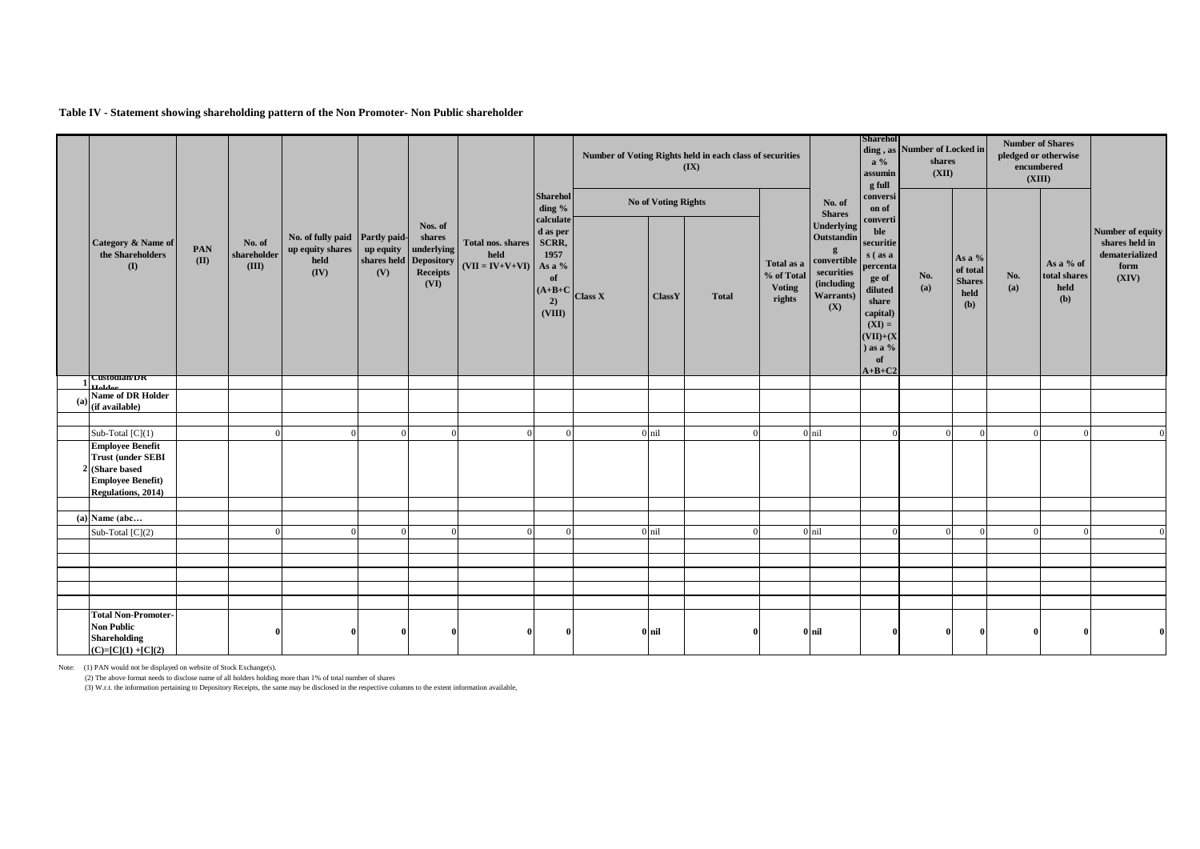## Table IV - Statement showing shareholding pattern of the Non Promoter- Non Public shareholder

| | Category & Name of the Shareholders (I) | PAN (II) | No. of shareholder (III) | No. of fully paid up equity shares held (IV) | Partly paid-up equity shares held (V) | Nos. of shares underlying Depository Receipts (VI) | Total nos. shares held (VII = IV+V+VI) | Shareholding % calculated as per SCRR, 1957 As a % of (A+B+C2) (VIII) | Number of Voting Rights held in each class of securities (IX) | | | | No. of Shares Underlying Outstanding convertible securities (including Warrants) (X) | Shareholding , as a % assuming full conversion of convertible securities ( as a percentage of diluted share capital) (XI) = (VII)+(X) as a % of A+B+C2 | Number of Locked in shares (XII) | | Number of Shares pledged or otherwise encumbered (XIII) | | Number of equity shares held in dematerialized form (XIV) |
|---|---|---|---|---|---|---|---|---|---|---|---|---|---|---|---|---|---|---|---|
| | | | | | | | | | No of Voting Rights | | | Total as a % of Total Voting rights | | | No. (a) | As a % of total Shares held (b) | No. (a) | As a % of total shares held (b) | |
| | | | | | | | | | Class X | ClassY | Total | | | | | | | | |
| 1 | Custodian/DR Holder | | | | | | | | | | | | | | | | | | |
| (a) | Name of DR Holder (if available) | | | | | | | | | | | | | | | | | | |
| | | | | | | | | | | | | | | | | | | | |
| | Sub-Total [C](1) | | 0 | 0 | 0 | 0 | 0 | 0 | 0 | nil | 0 | 0 | nil | 0 | 0 | 0 | 0 | 0 | 0 |
| 2 | Employee Benefit Trust (under SEBI (Share based Employee Benefit) Regulations, 2014) | | | | | | | | | | | | | | | | | | |
| | | | | | | | | | | | | | | | | | | | |
| (a) | Name (abc… | | | | | | | | | | | | | | | | | | |
| | Sub-Total [C](2) | | 0 | 0 | 0 | 0 | 0 | 0 | 0 | nil | 0 | 0 | nil | 0 | 0 | 0 | 0 | 0 | 0 |
| | | | | | | | | | | | | | | | | | | | |
| | | | | | | | | | | | | | | | | | | | |
| | | | | | | | | | | | | | | | | | | | |
| | | | | | | | | | | | | | | | | | | | |
| | | | | | | | | | | | | | | | | | | | |
| | **Total Non-Promoter-Non Public Shareholding (C)=[C](1) +[C](2)** | | **0** | **0** | **0** | **0** | **0** | **0** | **0** | **nil** | **0** | **0** | **nil** | **0** | **0** | **0** | **0** | **0** | **0** |

Note: (1) PAN would not be displayed on website of Stock Exchange(s).

(2) The above format needs to disclose name of all holders holding more than 1% of total number of shares

(3) W.r.t. the information pertaining to Depository Receipts, the same may be disclosed in the respective columns to the extent information available,